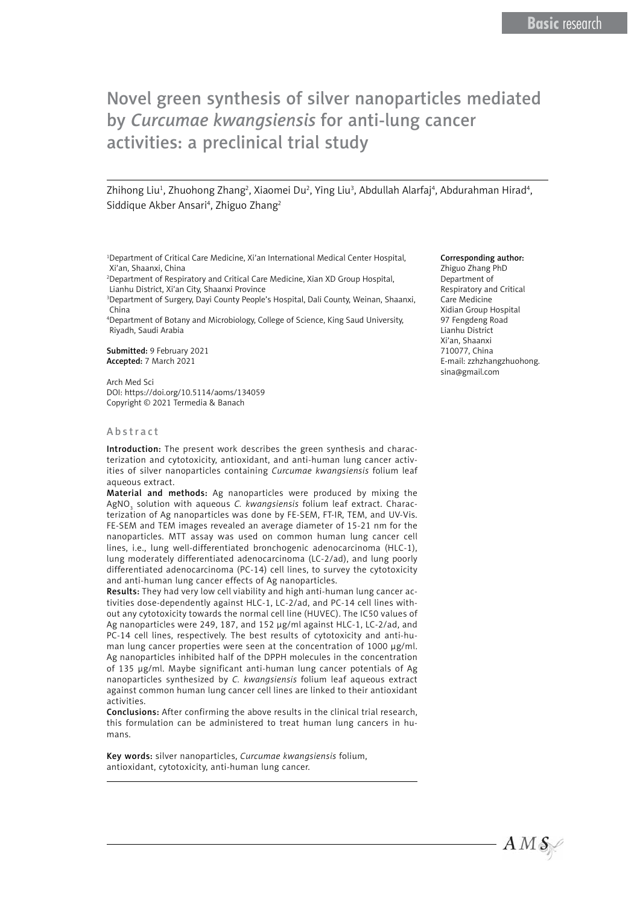Basic research

# Novel green synthesis of silver nanoparticles mediated by *Curcumae kwangsiensis* for anti-lung cancer activities: a preclinical trial study

Zhihong Liu[1], Zhuohong Zhang[2], Xiaomei Du[2], Ying Liu[3], Abdullah Alarfaj[4], Abdurahman Hirad[4], Siddique Akber Ansari[4], Zhiguo Zhang[2]

[1]Department of Critical Care Medicine, Xi'an International Medical Center Hospital, Xi'an, Shaanxi, China
[2]Department of Respiratory and Critical Care Medicine, Xian XD Group Hospital, Lianhu District, Xi'an City, Shaanxi Province
[3]Department of Surgery, Dayi County People's Hospital, Dali County, Weinan, Shaanxi, China
[4]Department of Botany and Microbiology, College of Science, King Saud University, Riyadh, Saudi Arabia

**Submitted:** 9 February 2021
**Accepted:** 7 March 2021

Arch Med Sci
DOI: https://doi.org/10.5114/aoms/134059
Copyright © 2021 Termedia & Banach

**Corresponding author:**
Zhiguo Zhang PhD
Department of Respiratory and Critical Care Medicine
Xidian Group Hospital
97 Fengdeng Road
Lianhu District
Xi'an, Shaanxi
710077, China
E-mail: zzhzhangzhuohong.sina@gmail.com

## Abstract

**Introduction:** The present work describes the green synthesis and characterization and cytotoxicity, antioxidant, and anti-human lung cancer activities of silver nanoparticles containing *Curcumae kwangsiensis* folium leaf aqueous extract.

**Material and methods:** Ag nanoparticles were produced by mixing the $AgNO_3$ solution with aqueous *C. kwangsiensis* folium leaf extract. Characterization of Ag nanoparticles was done by FE-SEM, FT-IR, TEM, and UV-Vis. FE-SEM and TEM images revealed an average diameter of 15-21 nm for the nanoparticles. MTT assay was used on common human lung cancer cell lines, i.e., lung well-differentiated bronchogenic adenocarcinoma (HLC-1), lung moderately differentiated adenocarcinoma (LC-2/ad), and lung poorly differentiated adenocarcinoma (PC-14) cell lines, to survey the cytotoxicity and anti-human lung cancer effects of Ag nanoparticles.

**Results:** They had very low cell viability and high anti-human lung cancer activities dose-dependently against HLC-1, LC-2/ad, and PC-14 cell lines without any cytotoxicity towards the normal cell line (HUVEC). The IC50 values of Ag nanoparticles were 249, 187, and 152 µg/ml against HLC-1, LC-2/ad, and PC-14 cell lines, respectively. The best results of cytotoxicity and anti-human lung cancer properties were seen at the concentration of 1000 µg/ml. Ag nanoparticles inhibited half of the DPPH molecules in the concentration of 135 µg/ml. Maybe significant anti-human lung cancer potentials of Ag nanoparticles synthesized by *C. kwangsiensis* folium leaf aqueous extract against common human lung cancer cell lines are linked to their antioxidant activities.

**Conclusions:** After confirming the above results in the clinical trial research, this formulation can be administered to treat human lung cancers in humans.

**Key words:** silver nanoparticles, *Curcumae kwangsiensis* folium, antioxidant, cytotoxicity, anti-human lung cancer.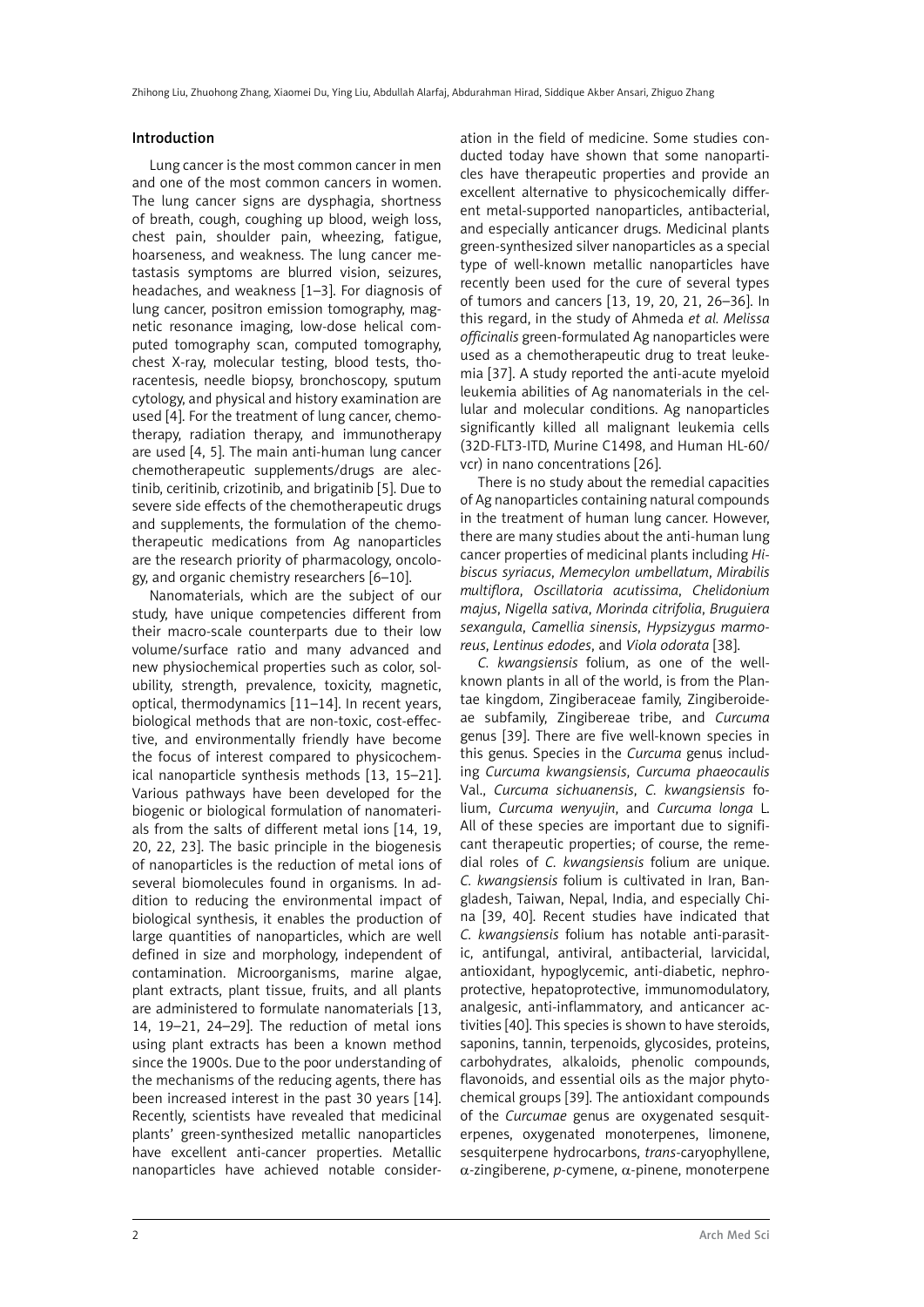## Introduction

Lung cancer is the most common cancer in men and one of the most common cancers in women. The lung cancer signs are dysphagia, shortness of breath, cough, coughing up blood, weigh loss, chest pain, shoulder pain, wheezing, fatigue, hoarseness, and weakness. The lung cancer metastasis symptoms are blurred vision, seizures, headaches, and weakness [1–3]. For diagnosis of lung cancer, positron emission tomography, magnetic resonance imaging, low-dose helical computed tomography scan, computed tomography, chest X-ray, molecular testing, blood tests, thoracentesis, needle biopsy, bronchoscopy, sputum cytology, and physical and history examination are used [4]. For the treatment of lung cancer, chemotherapy, radiation therapy, and immunotherapy are used [4, 5]. The main anti-human lung cancer chemotherapeutic supplements/drugs are alectinib, ceritinib, crizotinib, and brigatinib [5]. Due to severe side effects of the chemotherapeutic drugs and supplements, the formulation of the chemotherapeutic medications from Ag nanoparticles are the research priority of pharmacology, oncology, and organic chemistry researchers [6–10].

Nanomaterials, which are the subject of our study, have unique competencies different from their macro-scale counterparts due to their low volume/surface ratio and many advanced and new physiochemical properties such as color, solubility, strength, prevalence, toxicity, magnetic, optical, thermodynamics [11–14]. In recent years, biological methods that are non-toxic, cost-effective, and environmentally friendly have become the focus of interest compared to physicochemical nanoparticle synthesis methods [13, 15–21]. Various pathways have been developed for the biogenic or biological formulation of nanomaterials from the salts of different metal ions [14, 19, 20, 22, 23]. The basic principle in the biogenesis of nanoparticles is the reduction of metal ions of several biomolecules found in organisms. In addition to reducing the environmental impact of biological synthesis, it enables the production of large quantities of nanoparticles, which are well defined in size and morphology, independent of contamination. Microorganisms, marine algae, plant extracts, plant tissue, fruits, and all plants are administered to formulate nanomaterials [13, 14, 19–21, 24–29]. The reduction of metal ions using plant extracts has been a known method since the 1900s. Due to the poor understanding of the mechanisms of the reducing agents, there has been increased interest in the past 30 years [14]. Recently, scientists have revealed that medicinal plants' green-synthesized metallic nanoparticles have excellent anti-cancer properties. Metallic nanoparticles have achieved notable consideration in the field of medicine. Some studies conducted today have shown that some nanoparticles have therapeutic properties and provide an excellent alternative to physicochemically different metal-supported nanoparticles, antibacterial, and especially anticancer drugs. Medicinal plants green-synthesized silver nanoparticles as a special type of well-known metallic nanoparticles have recently been used for the cure of several types of tumors and cancers [13, 19, 20, 21, 26–36]. In this regard, in the study of Ahmeda *et al. Melissa officinalis* green-formulated Ag nanoparticles were used as a chemotherapeutic drug to treat leukemia [37]. A study reported the anti-acute myeloid leukemia abilities of Ag nanomaterials in the cellular and molecular conditions. Ag nanoparticles significantly killed all malignant leukemia cells (32D-FLT3-ITD, Murine C1498, and Human HL-60/vcr) in nano concentrations [26].

There is no study about the remedial capacities of Ag nanoparticles containing natural compounds in the treatment of human lung cancer. However, there are many studies about the anti-human lung cancer properties of medicinal plants including *Hibiscus syriacus*, *Memecylon umbellatum*, *Mirabilis multiflora*, *Oscillatoria acutissima*, *Chelidonium majus*, *Nigella sativa*, *Morinda citrifolia*, *Bruguiera sexangula*, *Camellia sinensis*, *Hypsizygus marmoreus*, *Lentinus edodes*, and *Viola odorata* [38].

*C. kwangsiensis* folium, as one of the well-known plants in all of the world, is from the Plantae kingdom, Zingiberaceae family, Zingiberoideae subfamily, Zingibereae tribe, and *Curcuma* genus [39]. There are five well-known species in this genus. Species in the *Curcuma* genus including *Curcuma kwangsiensis*, *Curcuma phaeocaulis* Val., *Curcuma sichuanensis*, *C. kwangsiensis* folium, *Curcuma wenyujin*, and *Curcuma longa* L. All of these species are important due to significant therapeutic properties; of course, the remedial roles of *C. kwangsiensis* folium are unique. *C. kwangsiensis* folium is cultivated in Iran, Bangladesh, Taiwan, Nepal, India, and especially China [39, 40]. Recent studies have indicated that *C. kwangsiensis* folium has notable anti-parasitic, antifungal, antiviral, antibacterial, larvicidal, antioxidant, hypoglycemic, anti-diabetic, nephroprotective, hepatoprotective, immunomodulatory, analgesic, anti-inflammatory, and anticancer activities [40]. This species is shown to have steroids, saponins, tannin, terpenoids, glycosides, proteins, carbohydrates, alkaloids, phenolic compounds, flavonoids, and essential oils as the major phytochemical groups [39]. The antioxidant compounds of the *Curcumae* genus are oxygenated sesquiterpenes, oxygenated monoterpenes, limonene, sesquiterpene hydrocarbons, *trans*-caryophyllene, α-zingiberene, *p*-cymene, α-pinene, monoterpene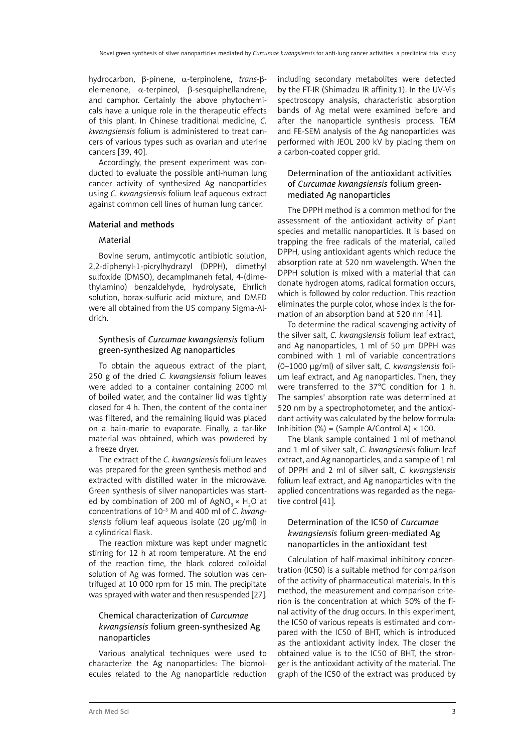hydrocarbon, β-pinene, α-terpinolene, *trans*-β-elemenone, α-terpineol, β-sesquiphellandrene, and camphor. Certainly the above phytochemicals have a unique role in the therapeutic effects of this plant. In Chinese traditional medicine, *C. kwangsiensis* folium is administered to treat cancers of various types such as ovarian and uterine cancers [39, 40].

Accordingly, the present experiment was conducted to evaluate the possible anti-human lung cancer activity of synthesized Ag nanoparticles using *C. kwangsiensis* folium leaf aqueous extract against common cell lines of human lung cancer.

## Material and methods

### Material

Bovine serum, antimycotic antibiotic solution, 2,2-diphenyl-1-picrylhydrazyl (DPPH), dimethyl sulfoxide (DMSO), decamplmaneh fetal, 4-(dimethylamino) benzaldehyde, hydrolysate, Ehrlich solution, borax-sulfuric acid mixture, and DMED were all obtained from the US company Sigma-Aldrich.

### Synthesis of *Curcumae kwangsiensis* folium green-synthesized Ag nanoparticles

To obtain the aqueous extract of the plant, 250 g of the dried *C. kwangsiensis* folium leaves were added to a container containing 2000 ml of boiled water, and the container lid was tightly closed for 4 h. Then, the content of the container was filtered, and the remaining liquid was placed on a bain-marie to evaporate. Finally, a tar-like material was obtained, which was powdered by a freeze dryer.

The extract of the *C. kwangsiensis* folium leaves was prepared for the green synthesis method and extracted with distilled water in the microwave. Green synthesis of silver nanoparticles was started by combination of 200 ml of $AgNO_3 \times H_2O$ at concentrations of $10^{-3}$ M and 400 ml of *C. kwangsiensis* folium leaf aqueous isolate (20 µg/ml) in a cylindrical flask.

The reaction mixture was kept under magnetic stirring for 12 h at room temperature. At the end of the reaction time, the black colored colloidal solution of Ag was formed. The solution was centrifuged at 10 000 rpm for 15 min. The precipitate was sprayed with water and then resuspended [27].

### Chemical characterization of *Curcumae kwangsiensis* folium green-synthesized Ag nanoparticles

Various analytical techniques were used to characterize the Ag nanoparticles: The biomolecules related to the Ag nanoparticle reduction including secondary metabolites were detected by the FT-IR (Shimadzu IR affinity.1). In the UV-Vis spectroscopy analysis, characteristic absorption bands of Ag metal were examined before and after the nanoparticle synthesis process. TEM and FE-SEM analysis of the Ag nanoparticles was performed with JEOL 200 kV by placing them on a carbon-coated copper grid.

### Determination of the antioxidant activities of *Curcumae kwangsiensis* folium green-mediated Ag nanoparticles

The DPPH method is a common method for the assessment of the antioxidant activity of plant species and metallic nanoparticles. It is based on trapping the free radicals of the material, called DPPH, using antioxidant agents which reduce the absorption rate at 520 nm wavelength. When the DPPH solution is mixed with a material that can donate hydrogen atoms, radical formation occurs, which is followed by color reduction. This reaction eliminates the purple color, whose index is the formation of an absorption band at 520 nm [41].

To determine the radical scavenging activity of the silver salt, *C. kwangsiensis* folium leaf extract, and Ag nanoparticles, 1 ml of 50 µm DPPH was combined with 1 ml of variable concentrations (0–1000 µg/ml) of silver salt, *C. kwangsiensis* folium leaf extract, and Ag nanoparticles. Then, they were transferred to the 37°C condition for 1 h. The samples' absorption rate was determined at 520 nm by a spectrophotometer, and the antioxidant activity was calculated by the below formula: Inhibition (%) = (Sample A/Control A) × 100.

The blank sample contained 1 ml of methanol and 1 ml of silver salt, *C. kwangsiensis* folium leaf extract, and Ag nanoparticles, and a sample of 1 ml of DPPH and 2 ml of silver salt, *C. kwangsiensis* folium leaf extract, and Ag nanoparticles with the applied concentrations was regarded as the negative control [41].

### Determination of the IC50 of *Curcumae kwangsiensis* folium green-mediated Ag nanoparticles in the antioxidant test

Calculation of half-maximal inhibitory concentration (IC50) is a suitable method for comparison of the activity of pharmaceutical materials. In this method, the measurement and comparison criterion is the concentration at which 50% of the final activity of the drug occurs. In this experiment, the IC50 of various repeats is estimated and compared with the IC50 of BHT, which is introduced as the antioxidant activity index. The closer the obtained value is to the IC50 of BHT, the stronger is the antioxidant activity of the material. The graph of the IC50 of the extract was produced by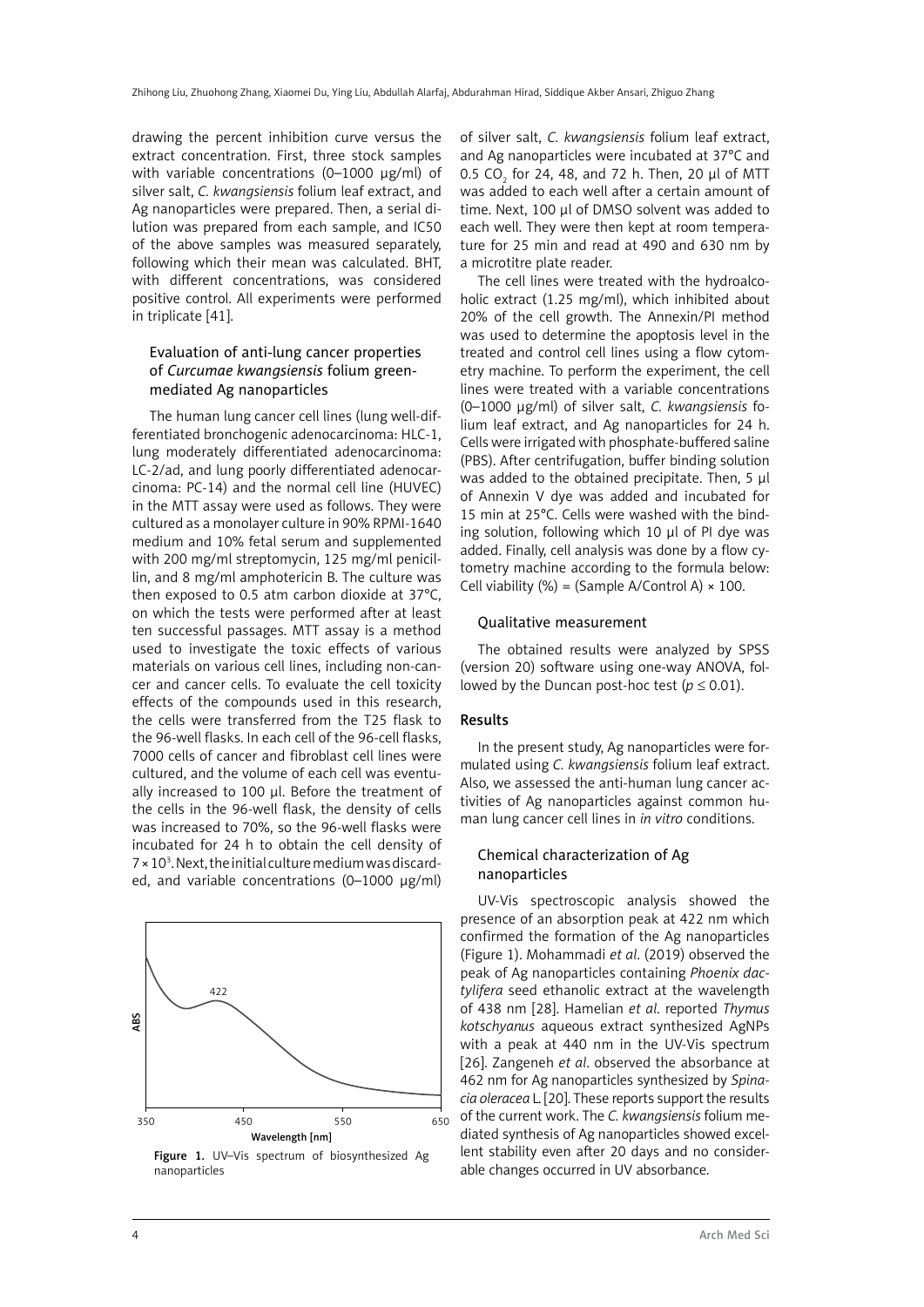drawing the percent inhibition curve versus the extract concentration. First, three stock samples with variable concentrations (0–1000 µg/ml) of silver salt, *C. kwangsiensis* folium leaf extract, and Ag nanoparticles were prepared. Then, a serial dilution was prepared from each sample, and IC50 of the above samples was measured separately, following which their mean was calculated. BHT, with different concentrations, was considered positive control. All experiments were performed in triplicate [41].

### Evaluation of anti-lung cancer properties of *Curcumae kwangsiensis* folium green-mediated Ag nanoparticles

The human lung cancer cell lines (lung well-differentiated bronchogenic adenocarcinoma: HLC-1, lung moderately differentiated adenocarcinoma: LC-2/ad, and lung poorly differentiated adenocarcinoma: PC-14) and the normal cell line (HUVEC) in the MTT assay were used as follows. They were cultured as a monolayer culture in 90% RPMI-1640 medium and 10% fetal serum and supplemented with 200 mg/ml streptomycin, 125 mg/ml penicillin, and 8 mg/ml amphotericin B. The culture was then exposed to 0.5 atm carbon dioxide at 37°C, on which the tests were performed after at least ten successful passages. MTT assay is a method used to investigate the toxic effects of various materials on various cell lines, including non-cancer and cancer cells. To evaluate the cell toxicity effects of the compounds used in this research, the cells were transferred from the T25 flask to the 96-well flasks. In each cell of the 96-cell flasks, 7000 cells of cancer and fibroblast cell lines were cultured, and the volume of each cell was eventually increased to 100 µl. Before the treatment of the cells in the 96-well flask, the density of cells was increased to 70%, so the 96-well flasks were incubated for 24 h to obtain the cell density of $7 \times 10^3$. Next, the initial culture medium was discarded, and variable concentrations (0–1000 µg/ml) of silver salt, *C. kwangsiensis* folium leaf extract, and Ag nanoparticles were incubated at 37°C and 0.5 $CO_2$ for 24, 48, and 72 h. Then, 20 µl of MTT was added to each well after a certain amount of time. Next, 100 µl of DMSO solvent was added to each well. They were then kept at room temperature for 25 min and read at 490 and 630 nm by a microtitre plate reader.

The cell lines were treated with the hydroalcoholic extract (1.25 mg/ml), which inhibited about 20% of the cell growth. The Annexin/PI method was used to determine the apoptosis level in the treated and control cell lines using a flow cytometry machine. To perform the experiment, the cell lines were treated with a variable concentrations (0–1000 µg/ml) of silver salt, *C. kwangsiensis* folium leaf extract, and Ag nanoparticles for 24 h. Cells were irrigated with phosphate-buffered saline (PBS). After centrifugation, buffer binding solution was added to the obtained precipitate. Then, 5 µl of Annexin V dye was added and incubated for 15 min at 25°C. Cells were washed with the binding solution, following which 10 µl of PI dye was added. Finally, cell analysis was done by a flow cytometry machine according to the formula below: Cell viability (%) = (Sample A/Control A) × 100.

### Qualitative measurement

The obtained results were analyzed by SPSS (version 20) software using one-way ANOVA, followed by the Duncan post-hoc test ($p \leq 0.01$).

## Results

In the present study, Ag nanoparticles were formulated using *C. kwangsiensis* folium leaf extract. Also, we assessed the anti-human lung cancer activities of Ag nanoparticles against common human lung cancer cell lines in *in vitro* conditions.

### Chemical characterization of Ag nanoparticles

UV-Vis spectroscopic analysis showed the presence of an absorption peak at 422 nm which confirmed the formation of the Ag nanoparticles (Figure 1). Mohammadi *et al*. (2019) observed the peak of Ag nanoparticles containing *Phoenix dactylifera* seed ethanolic extract at the wavelength of 438 nm [28]. Hamelian *et al*. reported *Thymus kotschyanus* aqueous extract synthesized AgNPs with a peak at 440 nm in the UV-Vis spectrum [26]. Zangeneh *et al*. observed the absorbance at 462 nm for Ag nanoparticles synthesized by *Spinacia oleracea* L. [20]. These reports support the results of the current work. The *C. kwangsiensis* folium mediated synthesis of Ag nanoparticles showed excellent stability even after 20 days and no considerable changes occurred in UV absorbance.

**Figure 1.** UV–Vis spectrum of biosynthesized Ag nanoparticles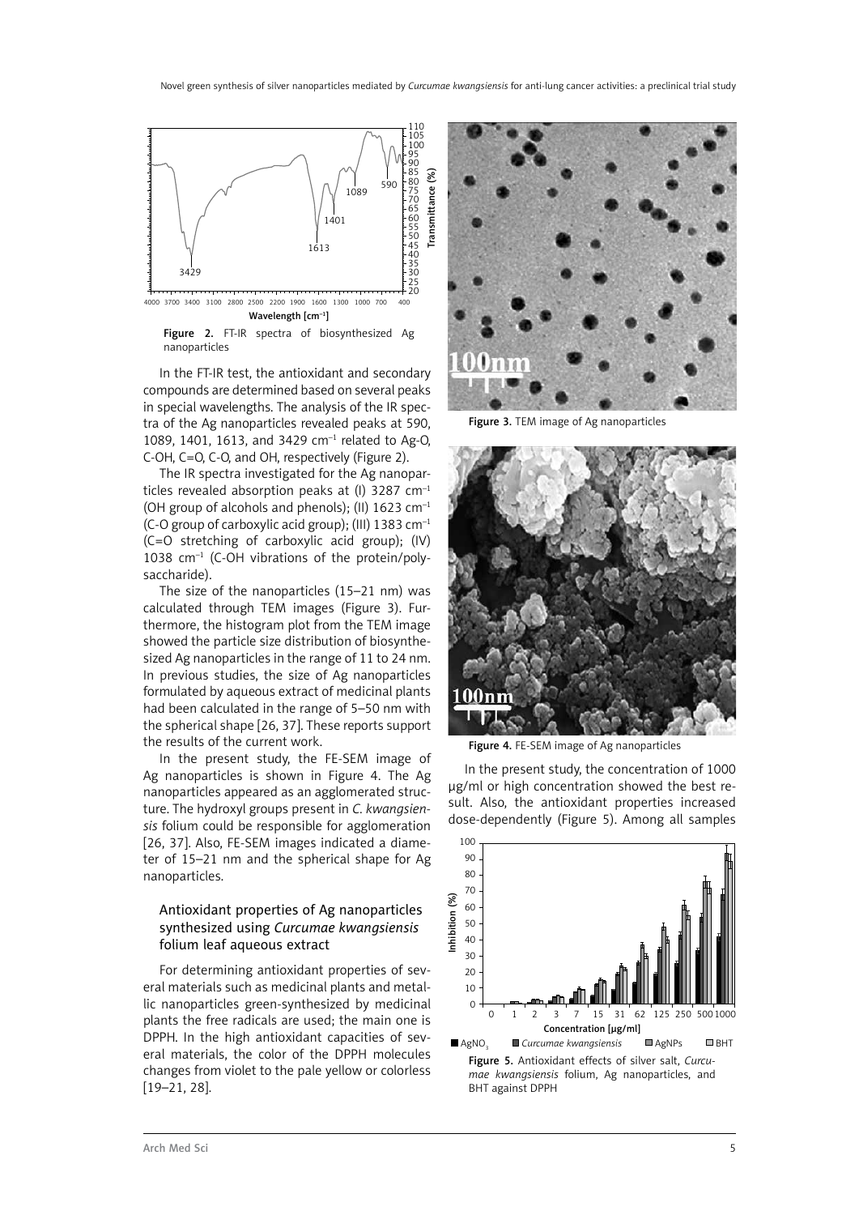Figure 2. FT-IR spectra of biosynthesized Ag nanoparticles

In the FT-IR test, the antioxidant and secondary compounds are determined based on several peaks in special wavelengths. The analysis of the IR spectra of the Ag nanoparticles revealed peaks at 590, 1089, 1401, 1613, and 3429 cm$^{-1}$ related to Ag-O, C-OH, C=O, C-O, and OH, respectively (Figure 2).

The IR spectra investigated for the Ag nanoparticles revealed absorption peaks at (I) 3287 cm$^{-1}$ (OH group of alcohols and phenols); (II) 1623 cm$^{-1}$ (C-O group of carboxylic acid group); (III) 1383 cm$^{-1}$ (C=O stretching of carboxylic acid group); (IV) 1038 cm$^{-1}$ (C-OH vibrations of the protein/polysaccharide).

The size of the nanoparticles (15–21 nm) was calculated through TEM images (Figure 3). Furthermore, the histogram plot from the TEM image showed the particle size distribution of biosynthesized Ag nanoparticles in the range of 11 to 24 nm. In previous studies, the size of Ag nanoparticles formulated by aqueous extract of medicinal plants had been calculated in the range of 5–50 nm with the spherical shape [26, 37]. These reports support the results of the current work.

In the present study, the FE-SEM image of Ag nanoparticles is shown in Figure 4. The Ag nanoparticles appeared as an agglomerated structure. The hydroxyl groups present in *C. kwangsiensis* folium could be responsible for agglomeration [26, 37]. Also, FE-SEM images indicated a diameter of 15–21 nm and the spherical shape for Ag nanoparticles.

## Antioxidant properties of Ag nanoparticles synthesized using *Curcumae kwangsiensis* folium leaf aqueous extract

For determining antioxidant properties of several materials such as medicinal plants and metallic nanoparticles green-synthesized by medicinal plants the free radicals are used; the main one is DPPH. In the high antioxidant capacities of several materials, the color of the DPPH molecules changes from violet to the pale yellow or colorless [19–21, 28].

Figure 3. TEM image of Ag nanoparticles

Figure 4. FE-SEM image of Ag nanoparticles

In the present study, the concentration of 1000 µg/ml or high concentration showed the best result. Also, the antioxidant properties increased dose-dependently (Figure 5). Among all samples

Figure 5. Antioxidant effects of silver salt, *Curcumae kwangsiensis* folium, Ag nanoparticles, and BHT against DPPH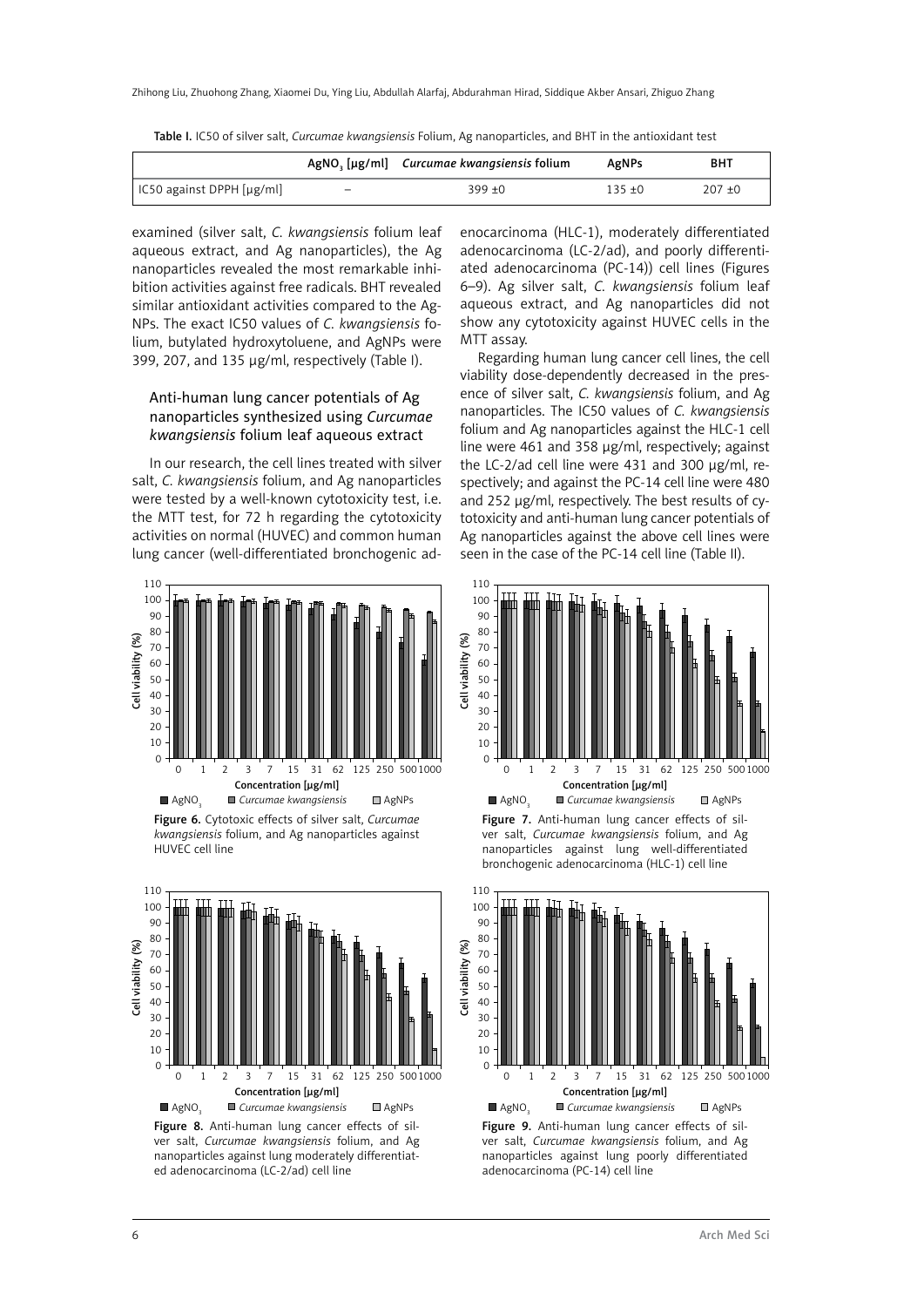Table I. IC50 of silver salt, *Curcumae kwangsiensis* Folium, Ag nanoparticles, and BHT in the antioxidant test

| | $AgNO_3$ [µg/ml] | *Curcumae kwangsiensis* folium | AgNPs | BHT |
|---|---|---|---|---|
| IC50 against DPPH [µg/ml] | – | 399 ±0 | 135 ±0 | 207 ±0 |

examined (silver salt, *C. kwangsiensis* folium leaf aqueous extract, and Ag nanoparticles), the Ag nanoparticles revealed the most remarkable inhibition activities against free radicals. BHT revealed similar antioxidant activities compared to the AgNPs. The exact IC50 values of *C. kwangsiensis* folium, butylated hydroxytoluene, and AgNPs were 399, 207, and 135 µg/ml, respectively (Table I).

### Anti-human lung cancer potentials of Ag nanoparticles synthesized using *Curcumae kwangsiensis* folium leaf aqueous extract

In our research, the cell lines treated with silver salt, *C. kwangsiensis* folium, and Ag nanoparticles were tested by a well-known cytotoxicity test, i.e. the MTT test, for 72 h regarding the cytotoxicity activities on normal (HUVEC) and common human lung cancer (well-differentiated bronchogenic adenocarcinoma (HLC-1), moderately differentiated adenocarcinoma (LC-2/ad), and poorly differentiated adenocarcinoma (PC-14)) cell lines (Figures 6–9). Ag silver salt, *C. kwangsiensis* folium leaf aqueous extract, and Ag nanoparticles did not show any cytotoxicity against HUVEC cells in the MTT assay.

Regarding human lung cancer cell lines, the cell viability dose-dependently decreased in the presence of silver salt, *C. kwangsiensis* folium, and Ag nanoparticles. The IC50 values of *C. kwangsiensis* folium and Ag nanoparticles against the HLC-1 cell line were 461 and 358 µg/ml, respectively; against the LC-2/ad cell line were 431 and 300 µg/ml, respectively; and against the PC-14 cell line were 480 and 252 µg/ml, respectively. The best results of cytotoxicity and anti-human lung cancer potentials of Ag nanoparticles against the above cell lines were seen in the case of the PC-14 cell line (Table II).

Figure 6. Cytotoxic effects of silver salt, *Curcumae kwangsiensis* folium, and Ag nanoparticles against HUVEC cell line

Figure 7. Anti-human lung cancer effects of silver salt, *Curcumae kwangsiensis* folium, and Ag nanoparticles against lung well-differentiated bronchogenic adenocarcinoma (HLC-1) cell line

Figure 8. Anti-human lung cancer effects of silver salt, *Curcumae kwangsiensis* folium, and Ag nanoparticles against lung moderately differentiated adenocarcinoma (LC-2/ad) cell line

Figure 9. Anti-human lung cancer effects of silver salt, *Curcumae kwangsiensis* folium, and Ag nanoparticles against lung poorly differentiated adenocarcinoma (PC-14) cell line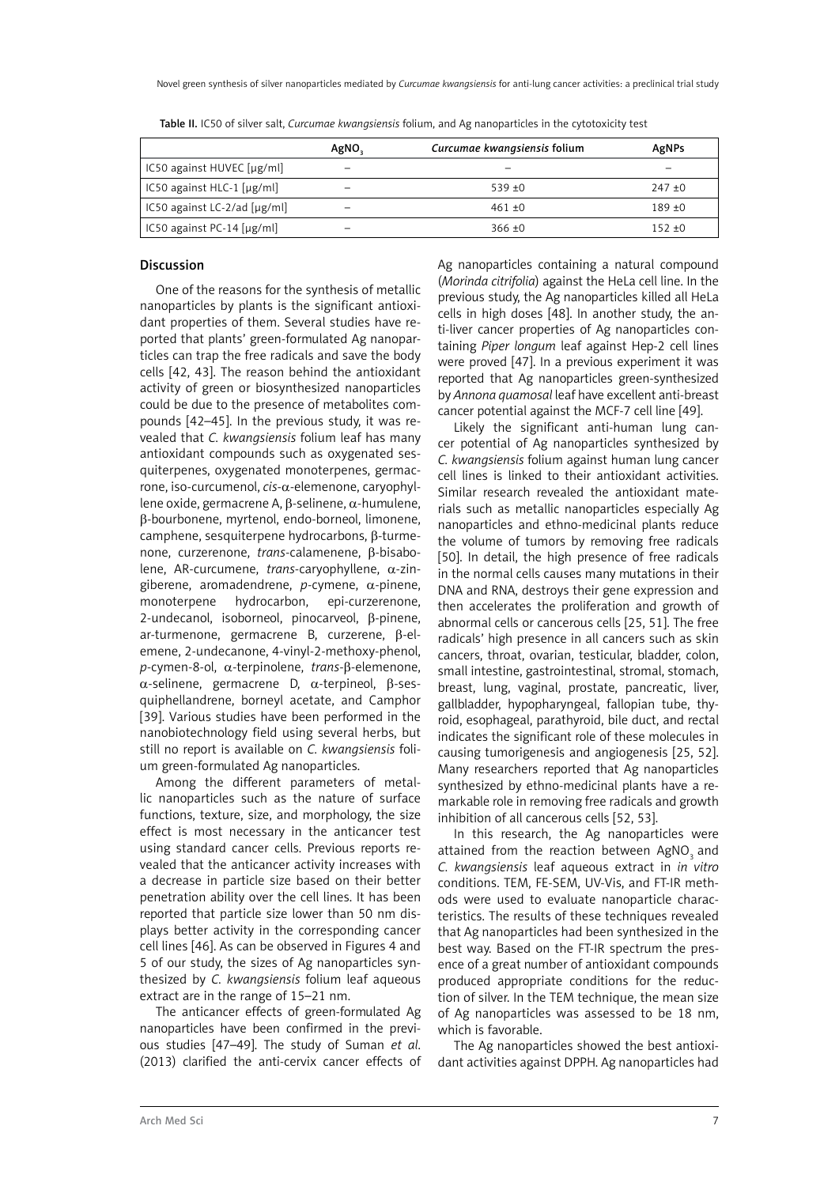Table II. IC50 of silver salt, *Curcumae kwangsiensis* folium, and Ag nanoparticles in the cytotoxicity test

| | $AgNO_3$ | *Curcumae kwangsiensis* folium | AgNPs |
|---|---|---|---|
| IC50 against HUVEC [μg/ml] | – | – | – |
| IC50 against HLC-1 [μg/ml] | – | 539 ±0 | 247 ±0 |
| IC50 against LC-2/ad [μg/ml] | – | 461 ±0 | 189 ±0 |
| IC50 against PC-14 [μg/ml] | – | 366 ±0 | 152 ±0 |

## Discussion

One of the reasons for the synthesis of metallic nanoparticles by plants is the significant antioxidant properties of them. Several studies have reported that plants' green-formulated Ag nanoparticles can trap the free radicals and save the body cells [42, 43]. The reason behind the antioxidant activity of green or biosynthesized nanoparticles could be due to the presence of metabolites compounds [42–45]. In the previous study, it was revealed that *C. kwangsiensis* folium leaf has many antioxidant compounds such as oxygenated sesquiterpenes, oxygenated monoterpenes, germacrone, iso-curcumenol, *cis*-α-elemenone, caryophyllene oxide, germacrene A, β-selinene, α-humulene, β-bourbonene, myrtenol, endo-borneol, limonene, camphene, sesquiterpene hydrocarbons, β-turmenone, curzerenone, *trans*-calamenene, β-bisabolene, AR-curcumene, *trans*-caryophyllene, α-zingiberene, aromadendrene, *p*-cymene, α-pinene, monoterpene hydrocarbon, epi-curzerenone, 2-undecanol, isoborneol, pinocarveol, β-pinene, ar-turmenone, germacrene B, curzerene, β-elemene, 2-undecanone, 4-vinyl-2-methoxy-phenol, *p*-cymen-8-ol, α-terpinolene, *trans*-β-elemenone, α-selinene, germacrene D, α-terpineol, β-sesquiphellandrene, borneyl acetate, and Camphor [39]. Various studies have been performed in the nanobiotechnology field using several herbs, but still no report is available on *C. kwangsiensis* folium green-formulated Ag nanoparticles.

Among the different parameters of metallic nanoparticles such as the nature of surface functions, texture, size, and morphology, the size effect is most necessary in the anticancer test using standard cancer cells. Previous reports revealed that the anticancer activity increases with a decrease in particle size based on their better penetration ability over the cell lines. It has been reported that particle size lower than 50 nm displays better activity in the corresponding cancer cell lines [46]. As can be observed in Figures 4 and 5 of our study, the sizes of Ag nanoparticles synthesized by *C. kwangsiensis* folium leaf aqueous extract are in the range of 15–21 nm.

The anticancer effects of green-formulated Ag nanoparticles have been confirmed in the previous studies [47–49]. The study of Suman *et al*. (2013) clarified the anti-cervix cancer effects of Ag nanoparticles containing a natural compound (*Morinda citrifolia*) against the HeLa cell line. In the previous study, the Ag nanoparticles killed all HeLa cells in high doses [48]. In another study, the anti-liver cancer properties of Ag nanoparticles containing *Piper longum* leaf against Hep-2 cell lines were proved [47]. In a previous experiment it was reported that Ag nanoparticles green-synthesized by *Annona quamosal* leaf have excellent anti-breast cancer potential against the MCF-7 cell line [49].

Likely the significant anti-human lung cancer potential of Ag nanoparticles synthesized by *C. kwangsiensis* folium against human lung cancer cell lines is linked to their antioxidant activities. Similar research revealed the antioxidant materials such as metallic nanoparticles especially Ag nanoparticles and ethno-medicinal plants reduce the volume of tumors by removing free radicals [50]. In detail, the high presence of free radicals in the normal cells causes many mutations in their DNA and RNA, destroys their gene expression and then accelerates the proliferation and growth of abnormal cells or cancerous cells [25, 51]. The free radicals' high presence in all cancers such as skin cancers, throat, ovarian, testicular, bladder, colon, small intestine, gastrointestinal, stromal, stomach, breast, lung, vaginal, prostate, pancreatic, liver, gallbladder, hypopharyngeal, fallopian tube, thyroid, esophageal, parathyroid, bile duct, and rectal indicates the significant role of these molecules in causing tumorigenesis and angiogenesis [25, 52]. Many researchers reported that Ag nanoparticles synthesized by ethno-medicinal plants have a remarkable role in removing free radicals and growth inhibition of all cancerous cells [52, 53].

In this research, the Ag nanoparticles were attained from the reaction between $AgNO_3$ and *C. kwangsiensis* leaf aqueous extract in *in vitro* conditions. TEM, FE-SEM, UV-Vis, and FT-IR methods were used to evaluate nanoparticle characteristics. The results of these techniques revealed that Ag nanoparticles had been synthesized in the best way. Based on the FT-IR spectrum the presence of a great number of antioxidant compounds produced appropriate conditions for the reduction of silver. In the TEM technique, the mean size of Ag nanoparticles was assessed to be 18 nm, which is favorable.

The Ag nanoparticles showed the best antioxidant activities against DPPH. Ag nanoparticles had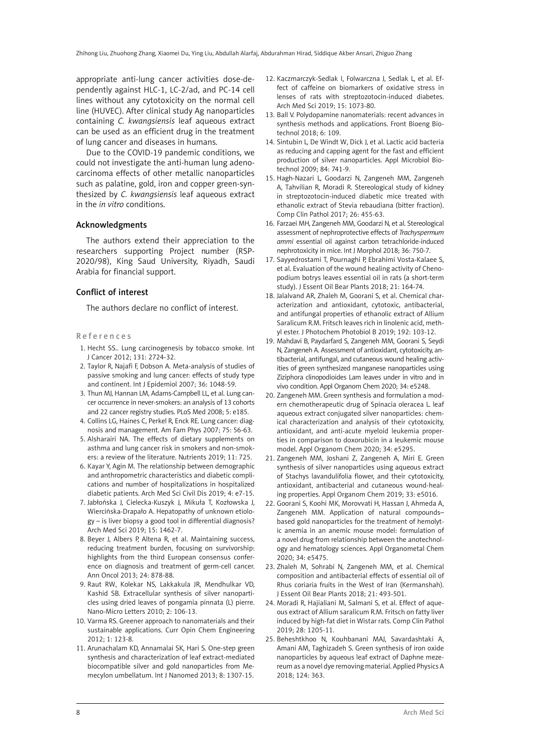appropriate anti-lung cancer activities dose-dependently against HLC-1, LC-2/ad, and PC-14 cell lines without any cytotoxicity on the normal cell line (HUVEC). After clinical study Ag nanoparticles containing *C. kwangsiensis* leaf aqueous extract can be used as an efficient drug in the treatment of lung cancer and diseases in humans.

Due to the COVID-19 pandemic conditions, we could not investigate the anti-human lung adenocarcinoma effects of other metallic nanoparticles such as palatine, gold, iron and copper green-synthesized by *C. kwangsiensis* leaf aqueous extract in the *in vitro* conditions.

## Acknowledgments

The authors extend their appreciation to the researchers supporting Project number (RSP-2020/98), King Saud University, Riyadh, Saudi Arabia for financial support.

## Conflict of interest

The authors declare no conflict of interest.

## References

1. Hecht SS.. Lung carcinogenesis by tobacco smoke. Int J Cancer 2012; 131: 2724-32.
2. Taylor R, Najafi F, Dobson A. Meta-analysis of studies of passive smoking and lung cancer: effects of study type and continent. Int J Epidemiol 2007; 36: 1048-59.
3. Thun MJ, Hannan LM, Adams-Campbell LL, et al. Lung cancer occurrence in never-smokers: an analysis of 13 cohorts and 22 cancer registry studies. PLoS Med 2008; 5: e185.
4. Collins LG, Haines C, Perkel R, Enck RE. Lung cancer: diagnosis and management. Am Fam Phys 2007; 75: 56-63.
5. Alsharairi NA. The effects of dietary supplements on asthma and lung cancer risk in smokers and non-smokers: a review of the literature. Nutrients 2019; 11: 725.
6. Kayar Y, Agin M. The relationship between demographic and anthropometric characteristics and diabetic complications and number of hospitalizations in hospitalized diabetic patients. Arch Med Sci Civil Dis 2019; 4: e7-15.
7. Jabłońska J, Cielecka-Kuszyk J, Mikuła T, Kozłowska J, Wiercińska-Drapało A. Hepatopathy of unknown etiology – is liver biopsy a good tool in differential diagnosis? Arch Med Sci 2019; 15: 1462-7.
8. Beyer J, Albers P, Altena R, et al. Maintaining success, reducing treatment burden, focusing on survivorship: highlights from the third European consensus conference on diagnosis and treatment of germ-cell cancer. Ann Oncol 2013; 24: 878-88.
9. Raut RW, Kolekar NS, Lakkakula JR, Mendhulkar VD, Kashid SB. Extracellular synthesis of silver nanoparticles using dried leaves of pongamia pinnata (L) pierre. Nano-Micro Letters 2010; 2: 106-13.
10. Varma RS. Greener approach to nanomaterials and their sustainable applications. Curr Opin Chem Engineering 2012; 1: 123-8.
11. Arunachalam KD, Annamalai SK, Hari S. One-step green synthesis and characterization of leaf extract-mediated biocompatible silver and gold nanoparticles from Memecylon umbellatum. Int J Nanomed 2013; 8: 1307-15.
12. Kaczmarczyk-Sedlak I, Folwarczna J, Sedlak L, et al. Effect of caffeine on biomarkers of oxidative stress in lenses of rats with streptozotocin-induced diabetes. Arch Med Sci 2019; 15: 1073-80.
13. Ball V. Polydopamine nanomaterials: recent advances in synthesis methods and applications. Front Bioeng Biotechnol 2018; 6: 109.
14. Sintubin L, De Windt W, Dick J, et al. Lactic acid bacteria as reducing and capping agent for the fast and efficient production of silver nanoparticles. Appl Microbiol Biotechnol 2009; 84: 741-9.
15. Hagh-Nazari L, Goodarzi N, Zangeneh MM, Zangeneh A, Tahvilian R, Moradi R. Stereological study of kidney in streptozotocin-induced diabetic mice treated with ethanolic extract of Stevia rebaudiana (bitter fraction). Comp Clin Pathol 2017; 26: 455-63.
16. Farzaei MH, Zangeneh MM, Goodarzi N, et al. Stereological assessment of nephroprotective effects of *Trachyspermum ammi* essential oil against carbon tetrachloride-induced nephrotoxicity in mice. Int J Morphol 2018; 36: 750-7.
17. Sayyedrostami T, Pournaghi P, Ebrahimi Vosta-Kalaee S, et al. Evaluation of the wound healing activity of Chenopodium botrys leaves essential oil in rats (a short-term study). J Essent Oil Bear Plants 2018; 21: 164-74.
18. Jalalvand AR, Zhaleh M, Goorani S, et al. Chemical characterization and antioxidant, cytotoxic, antibacterial, and antifungal properties of ethanolic extract of Allium Saralicum R.M. Fritsch leaves rich in linolenic acid, methyl ester. J Photochem Photobiol B 2019; 192: 103-12.
19. Mahdavi B, Paydarfard S, Zangeneh MM, Goorani S, Seydi N, Zangeneh A. Assessment of antioxidant, cytotoxicity, antibacterial, antifungal, and cutaneous wound healing activities of green synthesized manganese nanoparticles using Ziziphora clinopodioides Lam leaves under in vitro and in vivo condition. Appl Organom Chem 2020; 34: e5248.
20. Zangeneh MM. Green synthesis and formulation a modern chemotherapeutic drug of Spinacia oleracea L. leaf aqueous extract conjugated silver nanoparticles: chemical characterization and analysis of their cytotoxicity, antioxidant, and anti-acute myeloid leukemia properties in comparison to doxorubicin in a leukemic mouse model. Appl Organom Chem 2020; 34: e5295.
21. Zangeneh MM, Joshani Z, Zangeneh A, Miri E. Green synthesis of silver nanoparticles using aqueous extract of Stachys lavandulifolia flower, and their cytotoxicity, antioxidant, antibacterial and cutaneous wound-healing properties. Appl Organom Chem 2019; 33: e5016.
22. Goorani S, Koohi MK, Morovvati H, Hassan J, Ahmeda A, Zangeneh MM. Application of natural compounds–based gold nanoparticles for the treatment of hemolytic anemia in an anemic mouse model: formulation of a novel drug from relationship between the anotechnology and hematology sciences. Appl Organometal Chem 2020; 34: e5475.
23. Zhaleh M, Sohrabi N, Zangeneh MM, et al. Chemical composition and antibacterial effects of essential oil of Rhus coriaria fruits in the West of Iran (Kermanshah). J Essent Oil Bear Plants 2018; 21: 493-501.
24. Moradi R, Hajialiani M, Salmani S, et al. Effect of aqueous extract of Allium saralicum R.M. Fritsch on fatty liver induced by high-fat diet in Wistar rats. Comp Clin Pathol 2019; 28: 1205-11.
25. Beheshtkhoo N, Kouhbanani MAJ, Savardashtaki A, Amani AM, Taghizadeh S. Green synthesis of iron oxide nanoparticles by aqueous leaf extract of Daphne mezereum as a novel dye removing material. Applied Physics A 2018; 124: 363.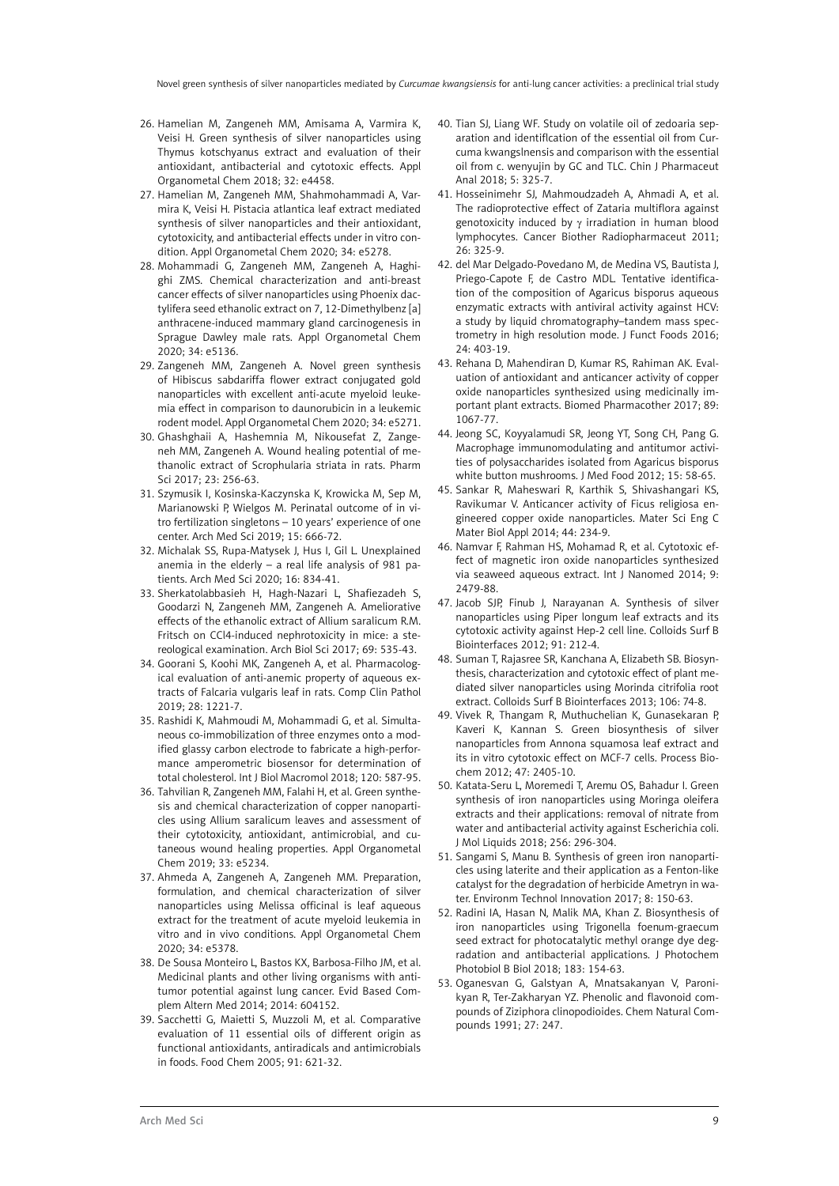26. Hamelian M, Zangeneh MM, Amisama A, Varmira K, Veisi H. Green synthesis of silver nanoparticles using Thymus kotschyanus extract and evaluation of their antioxidant, antibacterial and cytotoxic effects. Appl Organometal Chem 2018; 32: e4458.
27. Hamelian M, Zangeneh MM, Shahmohammadi A, Varmira K, Veisi H. Pistacia atlantica leaf extract mediated synthesis of silver nanoparticles and their antioxidant, cytotoxicity, and antibacterial effects under in vitro condition. Appl Organometal Chem 2020; 34: e5278.
28. Mohammadi G, Zangeneh MM, Zangeneh A, Haghighi ZMS. Chemical characterization and anti-breast cancer effects of silver nanoparticles using Phoenix dactylifera seed ethanolic extract on 7, 12-Dimethylbenz [a] anthracene-induced mammary gland carcinogenesis in Sprague Dawley male rats. Appl Organometal Chem 2020; 34: e5136.
29. Zangeneh MM, Zangeneh A. Novel green synthesis of Hibiscus sabdariffa flower extract conjugated gold nanoparticles with excellent anti-acute myeloid leukemia effect in comparison to daunorubicin in a leukemic rodent model. Appl Organometal Chem 2020; 34: e5271.
30. Ghashghaii A, Hashemnia M, Nikousefat Z, Zangeneh MM, Zangeneh A. Wound healing potential of methanolic extract of Scrophularia striata in rats. Pharm Sci 2017; 23: 256-63.
31. Szymusik I, Kosinska-Kaczynska K, Krowicka M, Sep M, Marianowski P, Wielgos M. Perinatal outcome of in vitro fertilization singletons – 10 years' experience of one center. Arch Med Sci 2019; 15: 666-72.
32. Michalak SS, Rupa-Matysek J, Hus I, Gil L. Unexplained anemia in the elderly – a real life analysis of 981 patients. Arch Med Sci 2020; 16: 834-41.
33. Sherkatolabbasieh H, Hagh-Nazari L, Shafiezadeh S, Goodarzi N, Zangeneh MM, Zangeneh A. Ameliorative effects of the ethanolic extract of Allium saralicum R.M. Fritsch on CCl4-induced nephrotoxicity in mice: a stereological examination. Arch Biol Sci 2017; 69: 535-43.
34. Goorani S, Koohi MK, Zangeneh A, et al. Pharmacological evaluation of anti-anemic property of aqueous extracts of Falcaria vulgaris leaf in rats. Comp Clin Pathol 2019; 28: 1221-7.
35. Rashidi K, Mahmoudi M, Mohammadi G, et al. Simultaneous co-immobilization of three enzymes onto a modified glassy carbon electrode to fabricate a high-performance amperometric biosensor for determination of total cholesterol. Int J Biol Macromol 2018; 120: 587-95.
36. Tahvilian R, Zangeneh MM, Falahi H, et al. Green synthesis and chemical characterization of copper nanoparticles using Allium saralicum leaves and assessment of their cytotoxicity, antioxidant, antimicrobial, and cutaneous wound healing properties. Appl Organometal Chem 2019; 33: e5234.
37. Ahmeda A, Zangeneh A, Zangeneh MM. Preparation, formulation, and chemical characterization of silver nanoparticles using Melissa officinal is leaf aqueous extract for the treatment of acute myeloid leukemia in vitro and in vivo conditions. Appl Organometal Chem 2020; 34: e5378.
38. De Sousa Monteiro L, Bastos KX, Barbosa-Filho JM, et al. Medicinal plants and other living organisms with antitumor potential against lung cancer. Evid Based Complem Altern Med 2014; 2014: 604152.
39. Sacchetti G, Maietti S, Muzzoli M, et al. Comparative evaluation of 11 essential oils of different origin as functional antioxidants, antiradicals and antimicrobials in foods. Food Chem 2005; 91: 621-32.
40. Tian SJ, Liang WF. Study on volatile oil of zedoaria separation and identiflcation of the essential oil from Curcuma kwangslnensis and comparison with the essential oil from c. wenyujin by GC and TLC. Chin J Pharmaceut Anal 2018; 5: 325-7.
41. Hosseinimehr SJ, Mahmoudzadeh A, Ahmadi A, et al. The radioprotective effect of Zataria multiflora against genotoxicity induced by $\gamma$ irradiation in human blood lymphocytes. Cancer Biother Radiopharmaceut 2011; 26: 325-9.
42. del Mar Delgado-Povedano M, de Medina VS, Bautista J, Priego-Capote F, de Castro MDL. Tentative identification of the composition of Agaricus bisporus aqueous enzymatic extracts with antiviral activity against HCV: a study by liquid chromatography–tandem mass spectrometry in high resolution mode. J Funct Foods 2016; 24: 403-19.
43. Rehana D, Mahendiran D, Kumar RS, Rahiman AK. Evaluation of antioxidant and anticancer activity of copper oxide nanoparticles synthesized using medicinally important plant extracts. Biomed Pharmacother 2017; 89: 1067-77.
44. Jeong SC, Koyyalamudi SR, Jeong YT, Song CH, Pang G. Macrophage immunomodulating and antitumor activities of polysaccharides isolated from Agaricus bisporus white button mushrooms. J Med Food 2012; 15: 58-65.
45. Sankar R, Maheswari R, Karthik S, Shivashangari KS, Ravikumar V. Anticancer activity of Ficus religiosa engineered copper oxide nanoparticles. Mater Sci Eng C Mater Biol Appl 2014; 44: 234-9.
46. Namvar F, Rahman HS, Mohamad R, et al. Cytotoxic effect of magnetic iron oxide nanoparticles synthesized via seaweed aqueous extract. Int J Nanomed 2014; 9: 2479-88.
47. Jacob SJP, Finub J, Narayanan A. Synthesis of silver nanoparticles using Piper longum leaf extracts and its cytotoxic activity against Hep-2 cell line. Colloids Surf B Biointerfaces 2012; 91: 212-4.
48. Suman T, Rajasree SR, Kanchana A, Elizabeth SB. Biosynthesis, characterization and cytotoxic effect of plant mediated silver nanoparticles using Morinda citrifolia root extract. Colloids Surf B Biointerfaces 2013; 106: 74-8.
49. Vivek R, Thangam R, Muthuchelian K, Gunasekaran P, Kaveri K, Kannan S. Green biosynthesis of silver nanoparticles from Annona squamosa leaf extract and its in vitro cytotoxic effect on MCF-7 cells. Process Biochem 2012; 47: 2405-10.
50. Katata-Seru L, Moremedi T, Aremu OS, Bahadur I. Green synthesis of iron nanoparticles using Moringa oleifera extracts and their applications: removal of nitrate from water and antibacterial activity against Escherichia coli. J Mol Liquids 2018; 256: 296-304.
51. Sangami S, Manu B. Synthesis of green iron nanoparticles using laterite and their application as a Fenton-like catalyst for the degradation of herbicide Ametryn in water. Environm Technol Innovation 2017; 8: 150-63.
52. Radini IA, Hasan N, Malik MA, Khan Z. Biosynthesis of iron nanoparticles using Trigonella foenum-graecum seed extract for photocatalytic methyl orange dye degradation and antibacterial applications. J Photochem Photobiol B Biol 2018; 183: 154-63.
53. Oganesvan G, Galstyan A, Mnatsakanyan V, Paronikyan R, Ter-Zakharyan YZ. Phenolic and flavonoid compounds of Ziziphora clinopodioides. Chem Natural Compounds 1991; 27: 247.